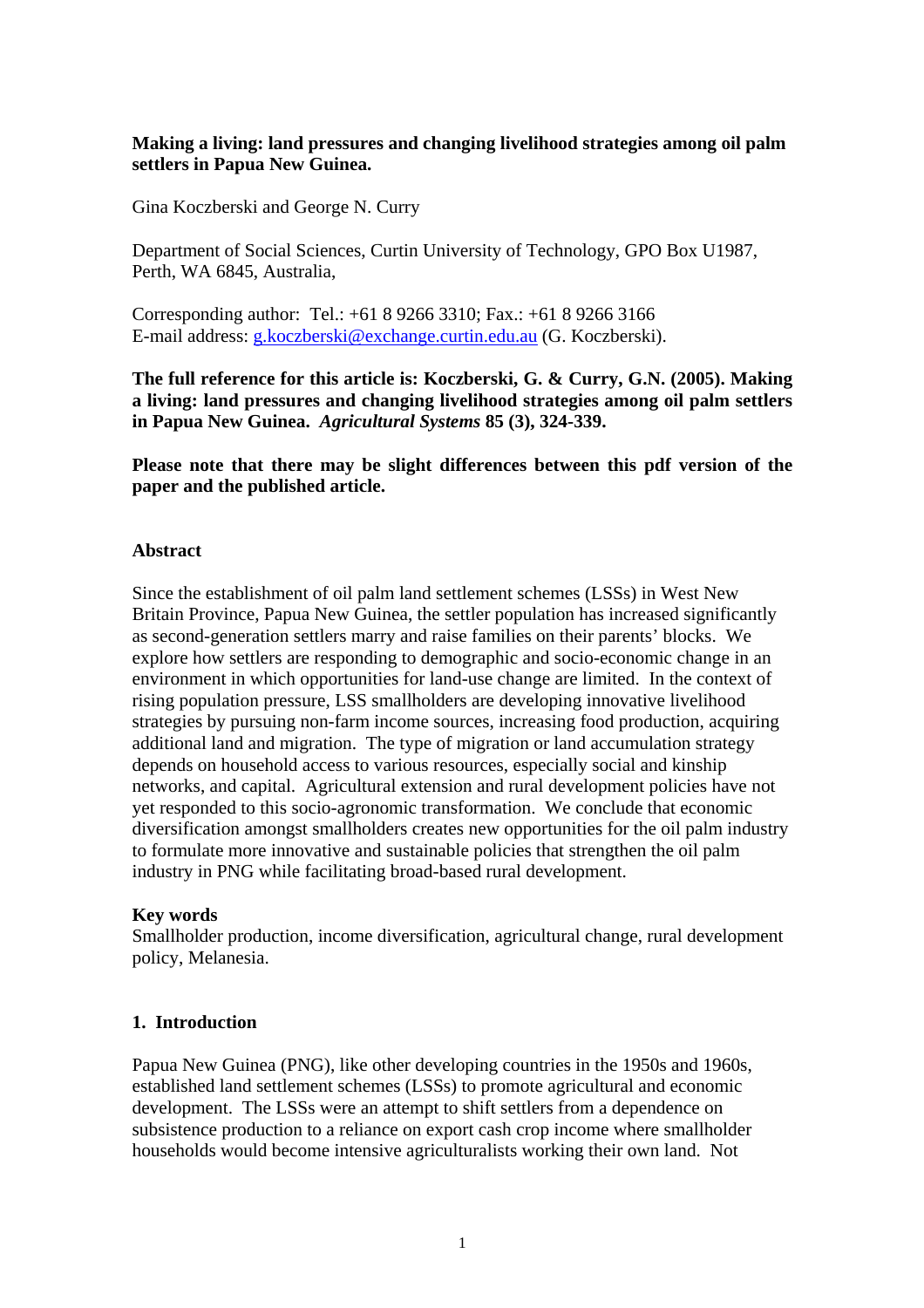**Making a living: land pressures and changing livelihood strategies among oil palm settlers in Papua New Guinea.**

Gina Koczberski and George N. Curry

Department of Social Sciences, Curtin University of Technology, GPO Box U1987, Perth, WA 6845, Australia,

Corresponding author: Tel.: +61 8 9266 3310; Fax.: +61 8 9266 3166
E-mail address: g.koczberski@exchange.curtin.edu.au (G. Koczberski).

**The full reference for this article is: Koczberski, G. & Curry, G.N. (2005). Making a living: land pressures and changing livelihood strategies among oil palm settlers in Papua New Guinea.** ***Agricultural Systems*** **85 (3), 324-339.**

**Please note that there may be slight differences between this pdf version of the paper and the published article.**

## Abstract

Since the establishment of oil palm land settlement schemes (LSSs) in West New Britain Province, Papua New Guinea, the settler population has increased significantly as second-generation settlers marry and raise families on their parents' blocks. We explore how settlers are responding to demographic and socio-economic change in an environment in which opportunities for land-use change are limited. In the context of rising population pressure, LSS smallholders are developing innovative livelihood strategies by pursuing non-farm income sources, increasing food production, acquiring additional land and migration. The type of migration or land accumulation strategy depends on household access to various resources, especially social and kinship networks, and capital. Agricultural extension and rural development policies have not yet responded to this socio-agronomic transformation. We conclude that economic diversification amongst smallholders creates new opportunities for the oil palm industry to formulate more innovative and sustainable policies that strengthen the oil palm industry in PNG while facilitating broad-based rural development.

**Key words**
Smallholder production, income diversification, agricultural change, rural development policy, Melanesia.

## 1. Introduction

Papua New Guinea (PNG), like other developing countries in the 1950s and 1960s, established land settlement schemes (LSSs) to promote agricultural and economic development. The LSSs were an attempt to shift settlers from a dependence on subsistence production to a reliance on export cash crop income where smallholder households would become intensive agriculturalists working their own land. Not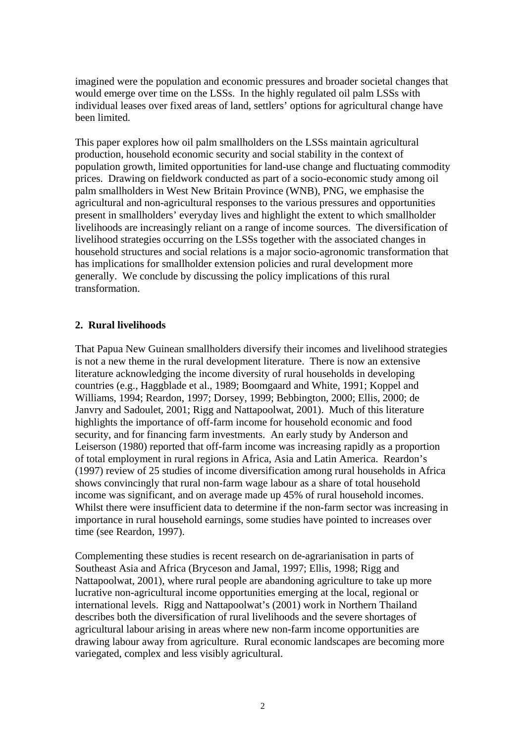imagined were the population and economic pressures and broader societal changes that would emerge over time on the LSSs. In the highly regulated oil palm LSSs with individual leases over fixed areas of land, settlers' options for agricultural change have been limited.

This paper explores how oil palm smallholders on the LSSs maintain agricultural production, household economic security and social stability in the context of population growth, limited opportunities for land-use change and fluctuating commodity prices. Drawing on fieldwork conducted as part of a socio-economic study among oil palm smallholders in West New Britain Province (WNB), PNG, we emphasise the agricultural and non-agricultural responses to the various pressures and opportunities present in smallholders' everyday lives and highlight the extent to which smallholder livelihoods are increasingly reliant on a range of income sources. The diversification of livelihood strategies occurring on the LSSs together with the associated changes in household structures and social relations is a major socio-agronomic transformation that has implications for smallholder extension policies and rural development more generally. We conclude by discussing the policy implications of this rural transformation.

## 2. Rural livelihoods

That Papua New Guinean smallholders diversify their incomes and livelihood strategies is not a new theme in the rural development literature. There is now an extensive literature acknowledging the income diversity of rural households in developing countries (e.g., Haggblade et al., 1989; Boomgaard and White, 1991; Koppel and Williams, 1994; Reardon, 1997; Dorsey, 1999; Bebbington, 2000; Ellis, 2000; de Janvry and Sadoulet, 2001; Rigg and Nattapoolwat, 2001). Much of this literature highlights the importance of off-farm income for household economic and food security, and for financing farm investments. An early study by Anderson and Leiserson (1980) reported that off-farm income was increasing rapidly as a proportion of total employment in rural regions in Africa, Asia and Latin America. Reardon's (1997) review of 25 studies of income diversification among rural households in Africa shows convincingly that rural non-farm wage labour as a share of total household income was significant, and on average made up 45% of rural household incomes. Whilst there were insufficient data to determine if the non-farm sector was increasing in importance in rural household earnings, some studies have pointed to increases over time (see Reardon, 1997).

Complementing these studies is recent research on de-agrarianisation in parts of Southeast Asia and Africa (Bryceson and Jamal, 1997; Ellis, 1998; Rigg and Nattapoolwat, 2001), where rural people are abandoning agriculture to take up more lucrative non-agricultural income opportunities emerging at the local, regional or international levels. Rigg and Nattapoolwat's (2001) work in Northern Thailand describes both the diversification of rural livelihoods and the severe shortages of agricultural labour arising in areas where new non-farm income opportunities are drawing labour away from agriculture. Rural economic landscapes are becoming more variegated, complex and less visibly agricultural.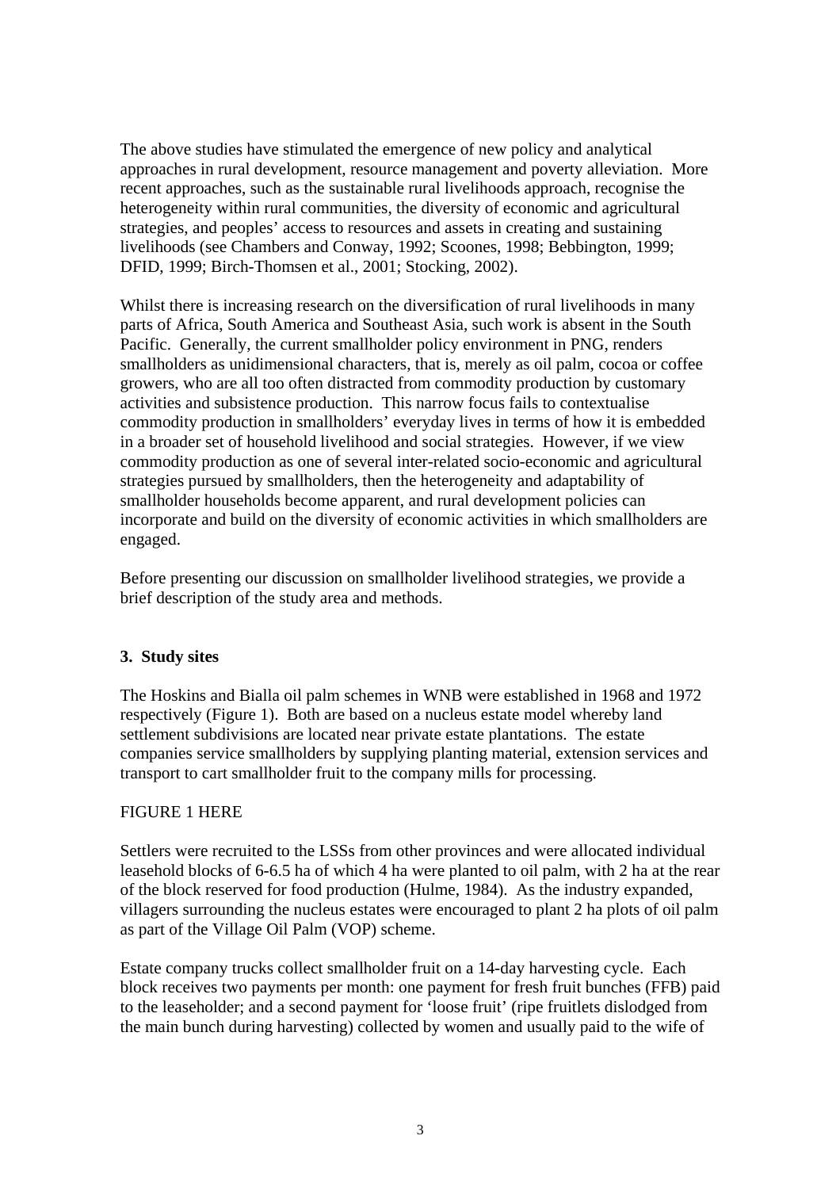The above studies have stimulated the emergence of new policy and analytical approaches in rural development, resource management and poverty alleviation. More recent approaches, such as the sustainable rural livelihoods approach, recognise the heterogeneity within rural communities, the diversity of economic and agricultural strategies, and peoples' access to resources and assets in creating and sustaining livelihoods (see Chambers and Conway, 1992; Scoones, 1998; Bebbington, 1999; DFID, 1999; Birch-Thomsen et al., 2001; Stocking, 2002).

Whilst there is increasing research on the diversification of rural livelihoods in many parts of Africa, South America and Southeast Asia, such work is absent in the South Pacific. Generally, the current smallholder policy environment in PNG, renders smallholders as unidimensional characters, that is, merely as oil palm, cocoa or coffee growers, who are all too often distracted from commodity production by customary activities and subsistence production. This narrow focus fails to contextualise commodity production in smallholders' everyday lives in terms of how it is embedded in a broader set of household livelihood and social strategies. However, if we view commodity production as one of several inter-related socio-economic and agricultural strategies pursued by smallholders, then the heterogeneity and adaptability of smallholder households become apparent, and rural development policies can incorporate and build on the diversity of economic activities in which smallholders are engaged.

Before presenting our discussion on smallholder livelihood strategies, we provide a brief description of the study area and methods.

## 3. Study sites

The Hoskins and Bialla oil palm schemes in WNB were established in 1968 and 1972 respectively (Figure 1). Both are based on a nucleus estate model whereby land settlement subdivisions are located near private estate plantations. The estate companies service smallholders by supplying planting material, extension services and transport to cart smallholder fruit to the company mills for processing.

FIGURE 1 HERE

Settlers were recruited to the LSSs from other provinces and were allocated individual leasehold blocks of 6-6.5 ha of which 4 ha were planted to oil palm, with 2 ha at the rear of the block reserved for food production (Hulme, 1984). As the industry expanded, villagers surrounding the nucleus estates were encouraged to plant 2 ha plots of oil palm as part of the Village Oil Palm (VOP) scheme.

Estate company trucks collect smallholder fruit on a 14-day harvesting cycle. Each block receives two payments per month: one payment for fresh fruit bunches (FFB) paid to the leaseholder; and a second payment for 'loose fruit' (ripe fruitlets dislodged from the main bunch during harvesting) collected by women and usually paid to the wife of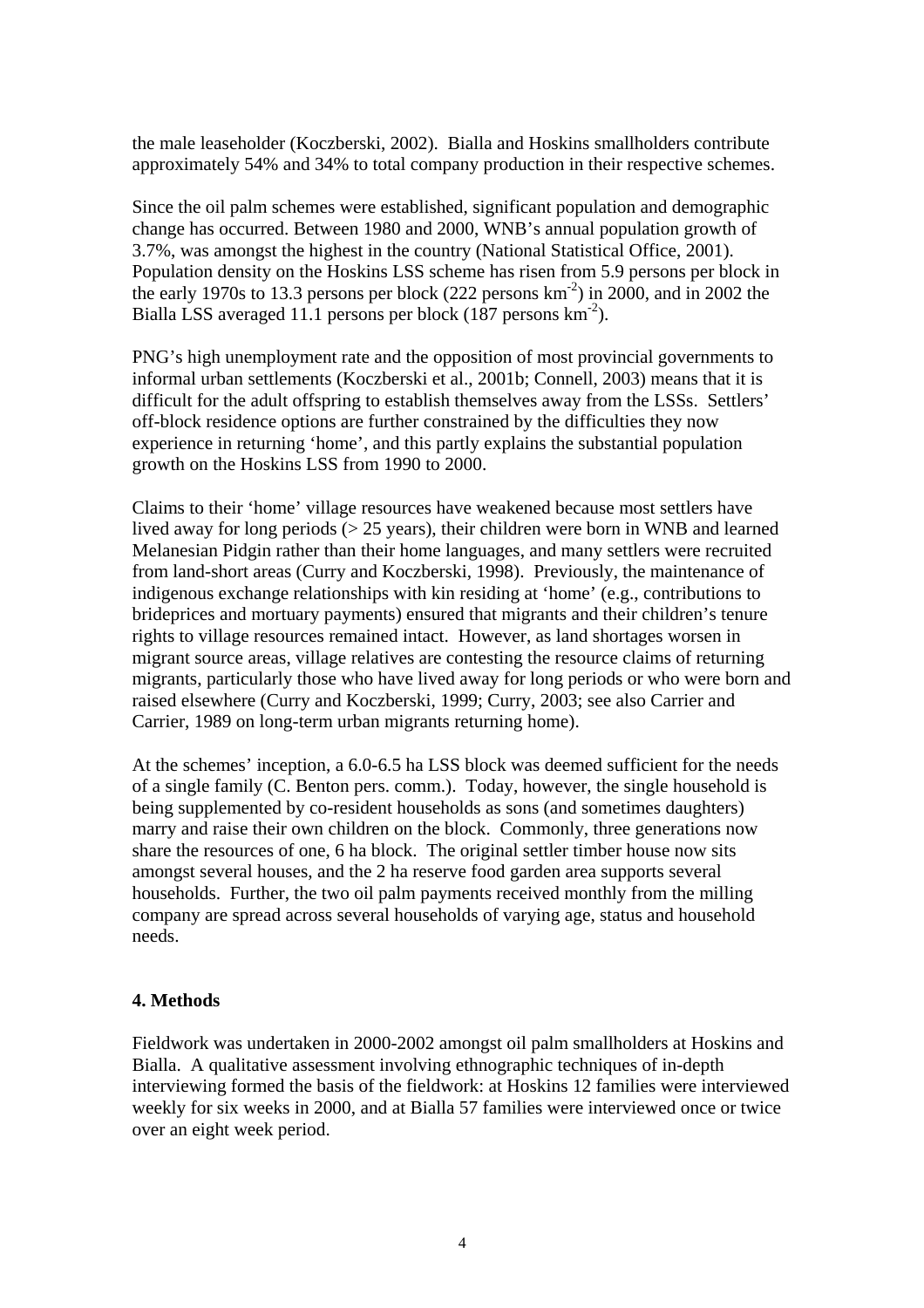the male leaseholder (Koczberski, 2002). Bialla and Hoskins smallholders contribute approximately 54% and 34% to total company production in their respective schemes.

Since the oil palm schemes were established, significant population and demographic change has occurred. Between 1980 and 2000, WNB's annual population growth of 3.7%, was amongst the highest in the country (National Statistical Office, 2001). Population density on the Hoskins LSS scheme has risen from 5.9 persons per block in the early 1970s to 13.3 persons per block (222 persons $km^{-2}$) in 2000, and in 2002 the Bialla LSS averaged 11.1 persons per block (187 persons $km^{-2}$).

PNG's high unemployment rate and the opposition of most provincial governments to informal urban settlements (Koczberski et al., 2001b; Connell, 2003) means that it is difficult for the adult offspring to establish themselves away from the LSSs. Settlers' off-block residence options are further constrained by the difficulties they now experience in returning 'home', and this partly explains the substantial population growth on the Hoskins LSS from 1990 to 2000.

Claims to their 'home' village resources have weakened because most settlers have lived away for long periods (> 25 years), their children were born in WNB and learned Melanesian Pidgin rather than their home languages, and many settlers were recruited from land-short areas (Curry and Koczberski, 1998). Previously, the maintenance of indigenous exchange relationships with kin residing at 'home' (e.g., contributions to brideprices and mortuary payments) ensured that migrants and their children's tenure rights to village resources remained intact. However, as land shortages worsen in migrant source areas, village relatives are contesting the resource claims of returning migrants, particularly those who have lived away for long periods or who were born and raised elsewhere (Curry and Koczberski, 1999; Curry, 2003; see also Carrier and Carrier, 1989 on long-term urban migrants returning home).

At the schemes' inception, a 6.0-6.5 ha LSS block was deemed sufficient for the needs of a single family (C. Benton pers. comm.). Today, however, the single household is being supplemented by co-resident households as sons (and sometimes daughters) marry and raise their own children on the block. Commonly, three generations now share the resources of one, 6 ha block. The original settler timber house now sits amongst several houses, and the 2 ha reserve food garden area supports several households. Further, the two oil palm payments received monthly from the milling company are spread across several households of varying age, status and household needs.

## 4. Methods

Fieldwork was undertaken in 2000-2002 amongst oil palm smallholders at Hoskins and Bialla. A qualitative assessment involving ethnographic techniques of in-depth interviewing formed the basis of the fieldwork: at Hoskins 12 families were interviewed weekly for six weeks in 2000, and at Bialla 57 families were interviewed once or twice over an eight week period.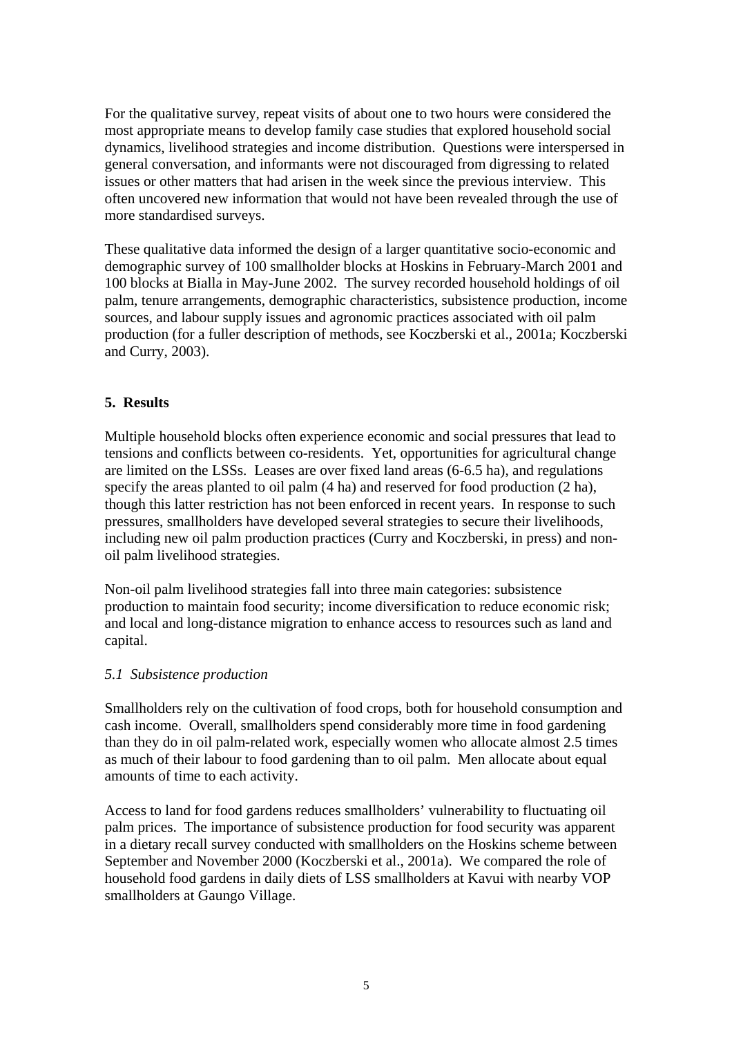For the qualitative survey, repeat visits of about one to two hours were considered the most appropriate means to develop family case studies that explored household social dynamics, livelihood strategies and income distribution. Questions were interspersed in general conversation, and informants were not discouraged from digressing to related issues or other matters that had arisen in the week since the previous interview. This often uncovered new information that would not have been revealed through the use of more standardised surveys.

These qualitative data informed the design of a larger quantitative socio-economic and demographic survey of 100 smallholder blocks at Hoskins in February-March 2001 and 100 blocks at Bialla in May-June 2002. The survey recorded household holdings of oil palm, tenure arrangements, demographic characteristics, subsistence production, income sources, and labour supply issues and agronomic practices associated with oil palm production (for a fuller description of methods, see Koczberski et al., 2001a; Koczberski and Curry, 2003).

## 5. Results

Multiple household blocks often experience economic and social pressures that lead to tensions and conflicts between co-residents. Yet, opportunities for agricultural change are limited on the LSSs. Leases are over fixed land areas (6-6.5 ha), and regulations specify the areas planted to oil palm (4 ha) and reserved for food production (2 ha), though this latter restriction has not been enforced in recent years. In response to such pressures, smallholders have developed several strategies to secure their livelihoods, including new oil palm production practices (Curry and Koczberski, in press) and non-oil palm livelihood strategies.

Non-oil palm livelihood strategies fall into three main categories: subsistence production to maintain food security; income diversification to reduce economic risk; and local and long-distance migration to enhance access to resources such as land and capital.

### *5.1 Subsistence production*

Smallholders rely on the cultivation of food crops, both for household consumption and cash income. Overall, smallholders spend considerably more time in food gardening than they do in oil palm-related work, especially women who allocate almost 2.5 times as much of their labour to food gardening than to oil palm. Men allocate about equal amounts of time to each activity.

Access to land for food gardens reduces smallholders' vulnerability to fluctuating oil palm prices. The importance of subsistence production for food security was apparent in a dietary recall survey conducted with smallholders on the Hoskins scheme between September and November 2000 (Koczberski et al., 2001a). We compared the role of household food gardens in daily diets of LSS smallholders at Kavui with nearby VOP smallholders at Gaungo Village.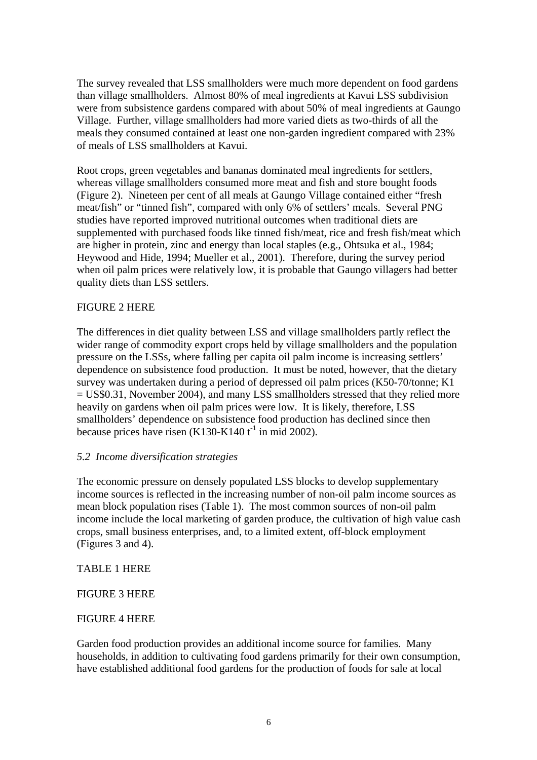The survey revealed that LSS smallholders were much more dependent on food gardens than village smallholders. Almost 80% of meal ingredients at Kavui LSS subdivision were from subsistence gardens compared with about 50% of meal ingredients at Gaungo Village. Further, village smallholders had more varied diets as two-thirds of all the meals they consumed contained at least one non-garden ingredient compared with 23% of meals of LSS smallholders at Kavui.

Root crops, green vegetables and bananas dominated meal ingredients for settlers, whereas village smallholders consumed more meat and fish and store bought foods (Figure 2). Nineteen per cent of all meals at Gaungo Village contained either "fresh meat/fish" or "tinned fish", compared with only 6% of settlers' meals. Several PNG studies have reported improved nutritional outcomes when traditional diets are supplemented with purchased foods like tinned fish/meat, rice and fresh fish/meat which are higher in protein, zinc and energy than local staples (e.g., Ohtsuka et al., 1984; Heywood and Hide, 1994; Mueller et al., 2001). Therefore, during the survey period when oil palm prices were relatively low, it is probable that Gaungo villagers had better quality diets than LSS settlers.

FIGURE 2 HERE

The differences in diet quality between LSS and village smallholders partly reflect the wider range of commodity export crops held by village smallholders and the population pressure on the LSSs, where falling per capita oil palm income is increasing settlers' dependence on subsistence food production. It must be noted, however, that the dietary survey was undertaken during a period of depressed oil palm prices (K50-70/tonne; K1 = US$0.31, November 2004), and many LSS smallholders stressed that they relied more heavily on gardens when oil palm prices were low. It is likely, therefore, LSS smallholders' dependence on subsistence food production has declined since then because prices have risen (K130-K140 $t^{-1}$ in mid 2002).

### *5.2 Income diversification strategies*

The economic pressure on densely populated LSS blocks to develop supplementary income sources is reflected in the increasing number of non-oil palm income sources as mean block population rises (Table 1). The most common sources of non-oil palm income include the local marketing of garden produce, the cultivation of high value cash crops, small business enterprises, and, to a limited extent, off-block employment (Figures 3 and 4).

TABLE 1 HERE

FIGURE 3 HERE

FIGURE 4 HERE

Garden food production provides an additional income source for families. Many households, in addition to cultivating food gardens primarily for their own consumption, have established additional food gardens for the production of foods for sale at local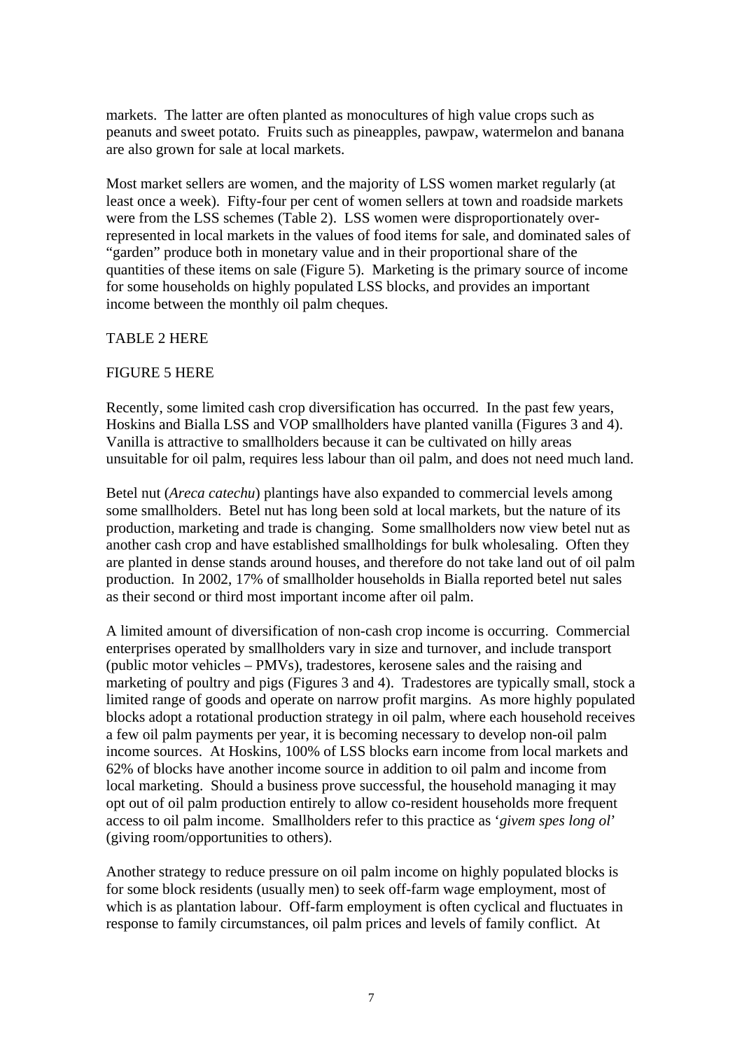markets. The latter are often planted as monocultures of high value crops such as peanuts and sweet potato. Fruits such as pineapples, pawpaw, watermelon and banana are also grown for sale at local markets.

Most market sellers are women, and the majority of LSS women market regularly (at least once a week). Fifty-four per cent of women sellers at town and roadside markets were from the LSS schemes (Table 2). LSS women were disproportionately over-represented in local markets in the values of food items for sale, and dominated sales of "garden" produce both in monetary value and in their proportional share of the quantities of these items on sale (Figure 5). Marketing is the primary source of income for some households on highly populated LSS blocks, and provides an important income between the monthly oil palm cheques.

TABLE 2 HERE

FIGURE 5 HERE

Recently, some limited cash crop diversification has occurred. In the past few years, Hoskins and Bialla LSS and VOP smallholders have planted vanilla (Figures 3 and 4). Vanilla is attractive to smallholders because it can be cultivated on hilly areas unsuitable for oil palm, requires less labour than oil palm, and does not need much land.

Betel nut (*Areca catechu*) plantings have also expanded to commercial levels among some smallholders. Betel nut has long been sold at local markets, but the nature of its production, marketing and trade is changing. Some smallholders now view betel nut as another cash crop and have established smallholdings for bulk wholesaling. Often they are planted in dense stands around houses, and therefore do not take land out of oil palm production. In 2002, 17% of smallholder households in Bialla reported betel nut sales as their second or third most important income after oil palm.

A limited amount of diversification of non-cash crop income is occurring. Commercial enterprises operated by smallholders vary in size and turnover, and include transport (public motor vehicles – PMVs), tradestores, kerosene sales and the raising and marketing of poultry and pigs (Figures 3 and 4). Tradestores are typically small, stock a limited range of goods and operate on narrow profit margins. As more highly populated blocks adopt a rotational production strategy in oil palm, where each household receives a few oil palm payments per year, it is becoming necessary to develop non-oil palm income sources. At Hoskins, 100% of LSS blocks earn income from local markets and 62% of blocks have another income source in addition to oil palm and income from local marketing. Should a business prove successful, the household managing it may opt out of oil palm production entirely to allow co-resident households more frequent access to oil palm income. Smallholders refer to this practice as '*givem spes long ol*' (giving room/opportunities to others).

Another strategy to reduce pressure on oil palm income on highly populated blocks is for some block residents (usually men) to seek off-farm wage employment, most of which is as plantation labour. Off-farm employment is often cyclical and fluctuates in response to family circumstances, oil palm prices and levels of family conflict. At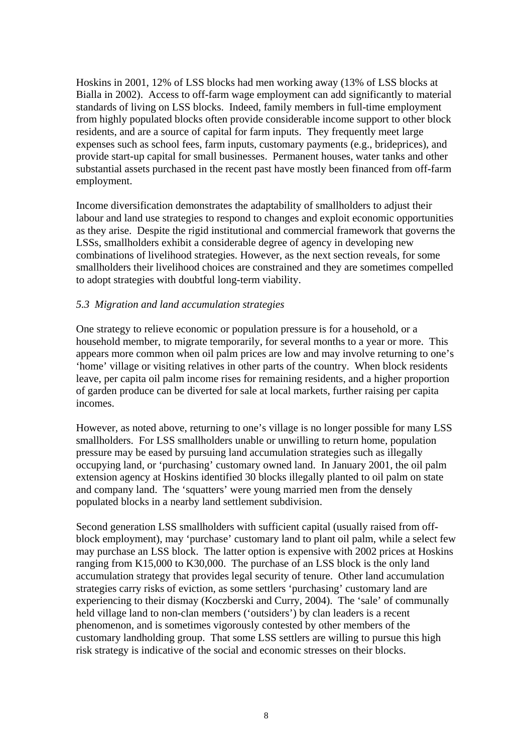Hoskins in 2001, 12% of LSS blocks had men working away (13% of LSS blocks at Bialla in 2002). Access to off-farm wage employment can add significantly to material standards of living on LSS blocks. Indeed, family members in full-time employment from highly populated blocks often provide considerable income support to other block residents, and are a source of capital for farm inputs. They frequently meet large expenses such as school fees, farm inputs, customary payments (e.g., brideprices), and provide start-up capital for small businesses. Permanent houses, water tanks and other substantial assets purchased in the recent past have mostly been financed from off-farm employment.

Income diversification demonstrates the adaptability of smallholders to adjust their labour and land use strategies to respond to changes and exploit economic opportunities as they arise. Despite the rigid institutional and commercial framework that governs the LSSs, smallholders exhibit a considerable degree of agency in developing new combinations of livelihood strategies. However, as the next section reveals, for some smallholders their livelihood choices are constrained and they are sometimes compelled to adopt strategies with doubtful long-term viability.

### *5.3 Migration and land accumulation strategies*

One strategy to relieve economic or population pressure is for a household, or a household member, to migrate temporarily, for several months to a year or more. This appears more common when oil palm prices are low and may involve returning to one's 'home' village or visiting relatives in other parts of the country. When block residents leave, per capita oil palm income rises for remaining residents, and a higher proportion of garden produce can be diverted for sale at local markets, further raising per capita incomes.

However, as noted above, returning to one's village is no longer possible for many LSS smallholders. For LSS smallholders unable or unwilling to return home, population pressure may be eased by pursuing land accumulation strategies such as illegally occupying land, or 'purchasing' customary owned land. In January 2001, the oil palm extension agency at Hoskins identified 30 blocks illegally planted to oil palm on state and company land. The 'squatters' were young married men from the densely populated blocks in a nearby land settlement subdivision.

Second generation LSS smallholders with sufficient capital (usually raised from off-block employment), may 'purchase' customary land to plant oil palm, while a select few may purchase an LSS block. The latter option is expensive with 2002 prices at Hoskins ranging from K15,000 to K30,000. The purchase of an LSS block is the only land accumulation strategy that provides legal security of tenure. Other land accumulation strategies carry risks of eviction, as some settlers 'purchasing' customary land are experiencing to their dismay (Koczberski and Curry, 2004). The 'sale' of communally held village land to non-clan members ('outsiders') by clan leaders is a recent phenomenon, and is sometimes vigorously contested by other members of the customary landholding group. That some LSS settlers are willing to pursue this high risk strategy is indicative of the social and economic stresses on their blocks.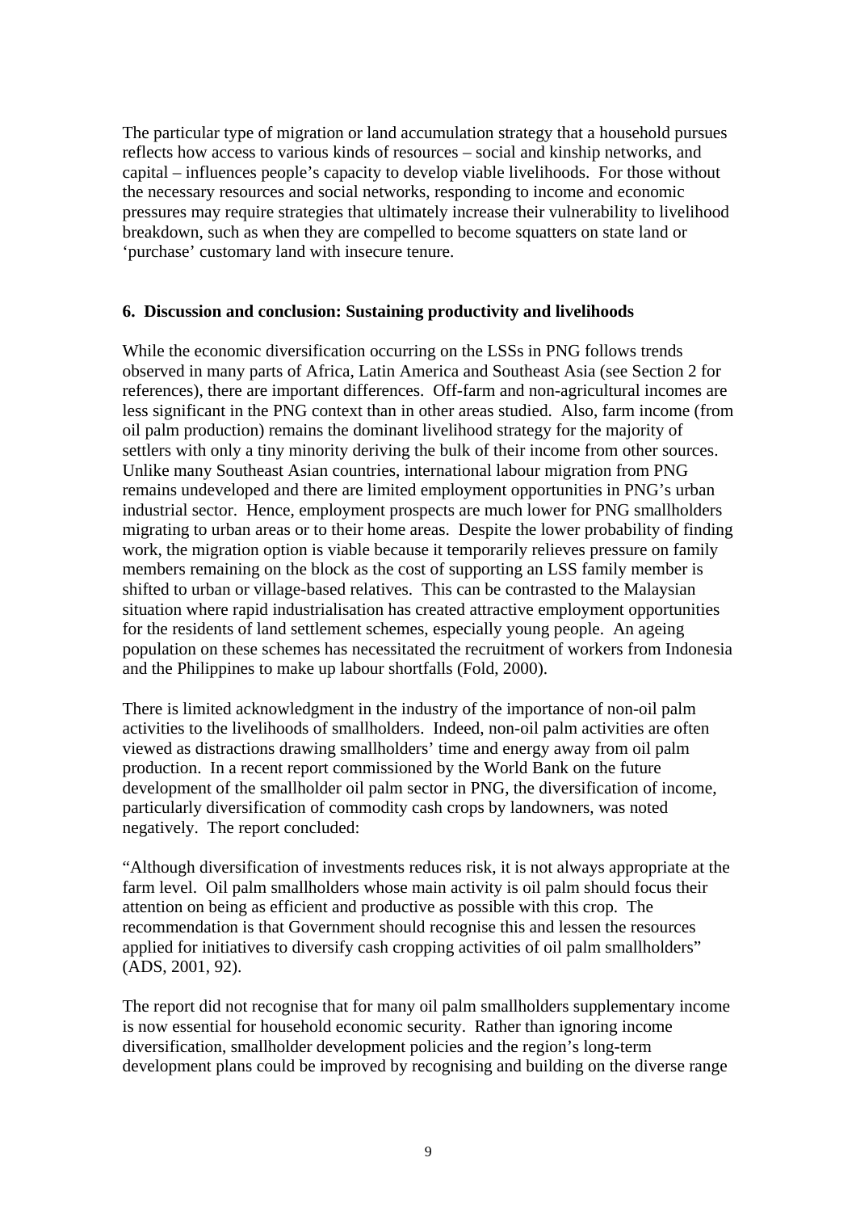The particular type of migration or land accumulation strategy that a household pursues reflects how access to various kinds of resources – social and kinship networks, and capital – influences people's capacity to develop viable livelihoods. For those without the necessary resources and social networks, responding to income and economic pressures may require strategies that ultimately increase their vulnerability to livelihood breakdown, such as when they are compelled to become squatters on state land or 'purchase' customary land with insecure tenure.

## 6. Discussion and conclusion: Sustaining productivity and livelihoods

While the economic diversification occurring on the LSSs in PNG follows trends observed in many parts of Africa, Latin America and Southeast Asia (see Section 2 for references), there are important differences. Off-farm and non-agricultural incomes are less significant in the PNG context than in other areas studied. Also, farm income (from oil palm production) remains the dominant livelihood strategy for the majority of settlers with only a tiny minority deriving the bulk of their income from other sources. Unlike many Southeast Asian countries, international labour migration from PNG remains undeveloped and there are limited employment opportunities in PNG's urban industrial sector. Hence, employment prospects are much lower for PNG smallholders migrating to urban areas or to their home areas. Despite the lower probability of finding work, the migration option is viable because it temporarily relieves pressure on family members remaining on the block as the cost of supporting an LSS family member is shifted to urban or village-based relatives. This can be contrasted to the Malaysian situation where rapid industrialisation has created attractive employment opportunities for the residents of land settlement schemes, especially young people. An ageing population on these schemes has necessitated the recruitment of workers from Indonesia and the Philippines to make up labour shortfalls (Fold, 2000).

There is limited acknowledgment in the industry of the importance of non-oil palm activities to the livelihoods of smallholders. Indeed, non-oil palm activities are often viewed as distractions drawing smallholders' time and energy away from oil palm production. In a recent report commissioned by the World Bank on the future development of the smallholder oil palm sector in PNG, the diversification of income, particularly diversification of commodity cash crops by landowners, was noted negatively. The report concluded:

"Although diversification of investments reduces risk, it is not always appropriate at the farm level. Oil palm smallholders whose main activity is oil palm should focus their attention on being as efficient and productive as possible with this crop. The recommendation is that Government should recognise this and lessen the resources applied for initiatives to diversify cash cropping activities of oil palm smallholders" (ADS, 2001, 92).

The report did not recognise that for many oil palm smallholders supplementary income is now essential for household economic security. Rather than ignoring income diversification, smallholder development policies and the region's long-term development plans could be improved by recognising and building on the diverse range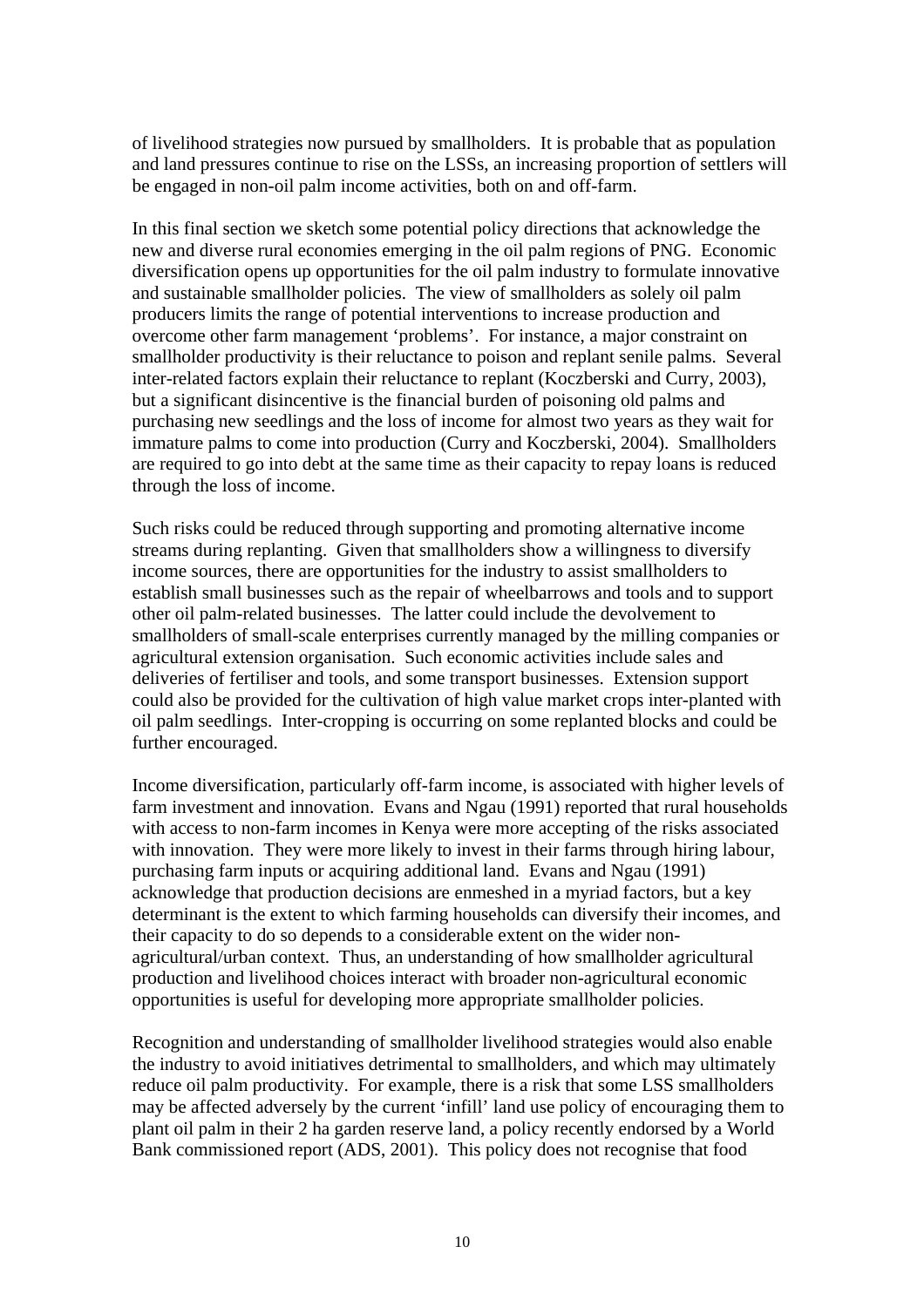of livelihood strategies now pursued by smallholders. It is probable that as population and land pressures continue to rise on the LSSs, an increasing proportion of settlers will be engaged in non-oil palm income activities, both on and off-farm.

In this final section we sketch some potential policy directions that acknowledge the new and diverse rural economies emerging in the oil palm regions of PNG. Economic diversification opens up opportunities for the oil palm industry to formulate innovative and sustainable smallholder policies. The view of smallholders as solely oil palm producers limits the range of potential interventions to increase production and overcome other farm management 'problems'. For instance, a major constraint on smallholder productivity is their reluctance to poison and replant senile palms. Several inter-related factors explain their reluctance to replant (Koczberski and Curry, 2003), but a significant disincentive is the financial burden of poisoning old palms and purchasing new seedlings and the loss of income for almost two years as they wait for immature palms to come into production (Curry and Koczberski, 2004). Smallholders are required to go into debt at the same time as their capacity to repay loans is reduced through the loss of income.

Such risks could be reduced through supporting and promoting alternative income streams during replanting. Given that smallholders show a willingness to diversify income sources, there are opportunities for the industry to assist smallholders to establish small businesses such as the repair of wheelbarrows and tools and to support other oil palm-related businesses. The latter could include the devolvement to smallholders of small-scale enterprises currently managed by the milling companies or agricultural extension organisation. Such economic activities include sales and deliveries of fertiliser and tools, and some transport businesses. Extension support could also be provided for the cultivation of high value market crops inter-planted with oil palm seedlings. Inter-cropping is occurring on some replanted blocks and could be further encouraged.

Income diversification, particularly off-farm income, is associated with higher levels of farm investment and innovation. Evans and Ngau (1991) reported that rural households with access to non-farm incomes in Kenya were more accepting of the risks associated with innovation. They were more likely to invest in their farms through hiring labour, purchasing farm inputs or acquiring additional land. Evans and Ngau (1991) acknowledge that production decisions are enmeshed in a myriad factors, but a key determinant is the extent to which farming households can diversify their incomes, and their capacity to do so depends to a considerable extent on the wider non-agricultural/urban context. Thus, an understanding of how smallholder agricultural production and livelihood choices interact with broader non-agricultural economic opportunities is useful for developing more appropriate smallholder policies.

Recognition and understanding of smallholder livelihood strategies would also enable the industry to avoid initiatives detrimental to smallholders, and which may ultimately reduce oil palm productivity. For example, there is a risk that some LSS smallholders may be affected adversely by the current 'infill' land use policy of encouraging them to plant oil palm in their 2 ha garden reserve land, a policy recently endorsed by a World Bank commissioned report (ADS, 2001). This policy does not recognise that food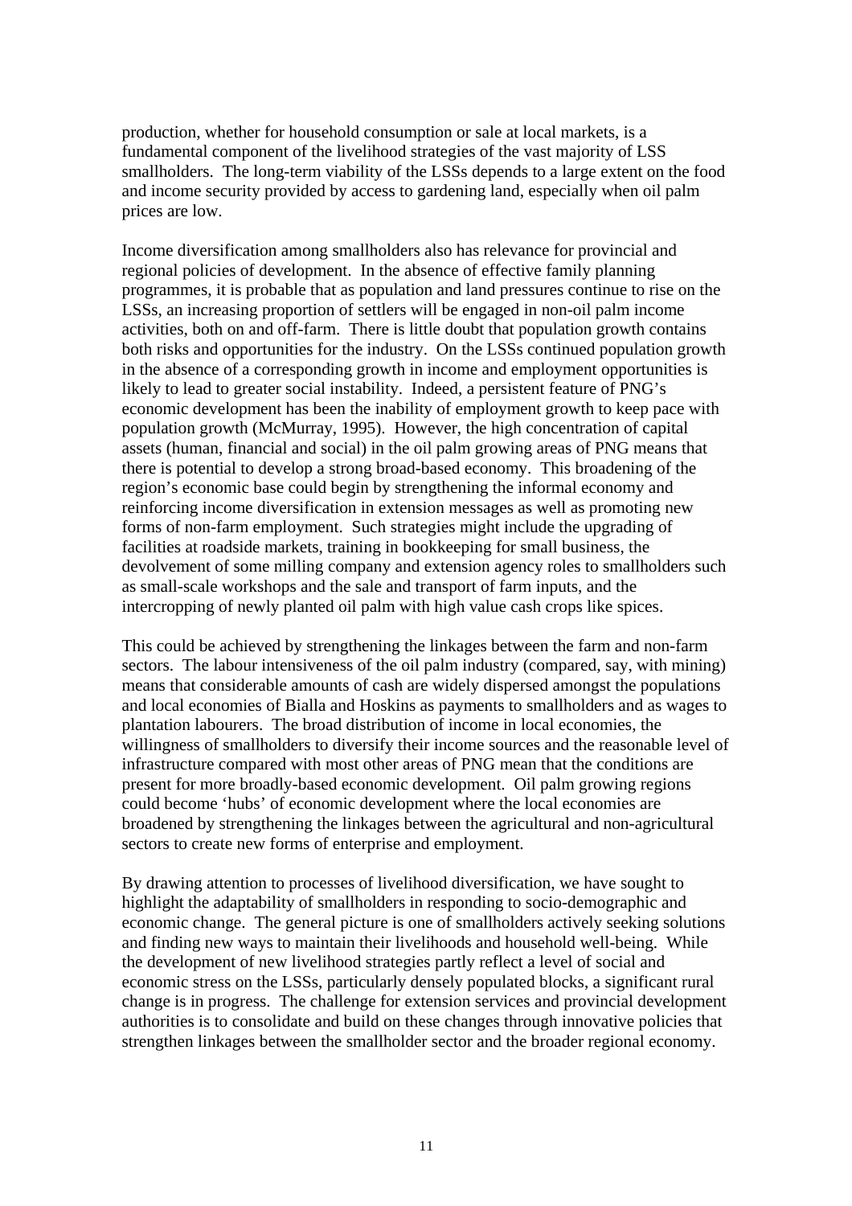production, whether for household consumption or sale at local markets, is a fundamental component of the livelihood strategies of the vast majority of LSS smallholders. The long-term viability of the LSSs depends to a large extent on the food and income security provided by access to gardening land, especially when oil palm prices are low.

Income diversification among smallholders also has relevance for provincial and regional policies of development. In the absence of effective family planning programmes, it is probable that as population and land pressures continue to rise on the LSSs, an increasing proportion of settlers will be engaged in non-oil palm income activities, both on and off-farm. There is little doubt that population growth contains both risks and opportunities for the industry. On the LSSs continued population growth in the absence of a corresponding growth in income and employment opportunities is likely to lead to greater social instability. Indeed, a persistent feature of PNG's economic development has been the inability of employment growth to keep pace with population growth (McMurray, 1995). However, the high concentration of capital assets (human, financial and social) in the oil palm growing areas of PNG means that there is potential to develop a strong broad-based economy. This broadening of the region's economic base could begin by strengthening the informal economy and reinforcing income diversification in extension messages as well as promoting new forms of non-farm employment. Such strategies might include the upgrading of facilities at roadside markets, training in bookkeeping for small business, the devolvement of some milling company and extension agency roles to smallholders such as small-scale workshops and the sale and transport of farm inputs, and the intercropping of newly planted oil palm with high value cash crops like spices.

This could be achieved by strengthening the linkages between the farm and non-farm sectors. The labour intensiveness of the oil palm industry (compared, say, with mining) means that considerable amounts of cash are widely dispersed amongst the populations and local economies of Bialla and Hoskins as payments to smallholders and as wages to plantation labourers. The broad distribution of income in local economies, the willingness of smallholders to diversify their income sources and the reasonable level of infrastructure compared with most other areas of PNG mean that the conditions are present for more broadly-based economic development. Oil palm growing regions could become 'hubs' of economic development where the local economies are broadened by strengthening the linkages between the agricultural and non-agricultural sectors to create new forms of enterprise and employment.

By drawing attention to processes of livelihood diversification, we have sought to highlight the adaptability of smallholders in responding to socio-demographic and economic change. The general picture is one of smallholders actively seeking solutions and finding new ways to maintain their livelihoods and household well-being. While the development of new livelihood strategies partly reflect a level of social and economic stress on the LSSs, particularly densely populated blocks, a significant rural change is in progress. The challenge for extension services and provincial development authorities is to consolidate and build on these changes through innovative policies that strengthen linkages between the smallholder sector and the broader regional economy.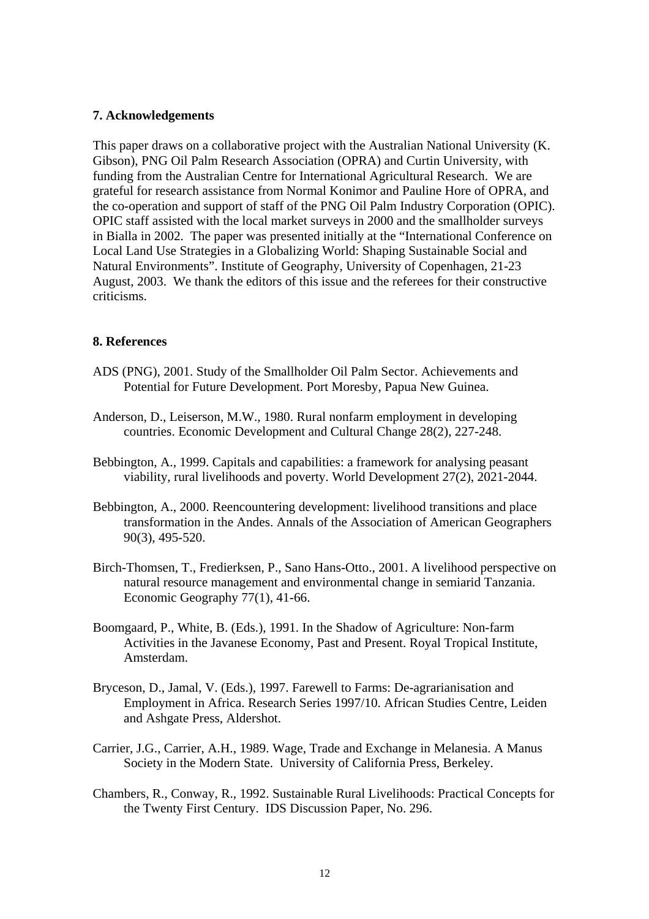## 7. Acknowledgements

This paper draws on a collaborative project with the Australian National University (K. Gibson), PNG Oil Palm Research Association (OPRA) and Curtin University, with funding from the Australian Centre for International Agricultural Research. We are grateful for research assistance from Normal Konimor and Pauline Hore of OPRA, and the co-operation and support of staff of the PNG Oil Palm Industry Corporation (OPIC). OPIC staff assisted with the local market surveys in 2000 and the smallholder surveys in Bialla in 2002. The paper was presented initially at the "International Conference on Local Land Use Strategies in a Globalizing World: Shaping Sustainable Social and Natural Environments". Institute of Geography, University of Copenhagen, 21-23 August, 2003. We thank the editors of this issue and the referees for their constructive criticisms.

## 8. References

ADS (PNG), 2001. Study of the Smallholder Oil Palm Sector. Achievements and Potential for Future Development. Port Moresby, Papua New Guinea.

Anderson, D., Leiserson, M.W., 1980. Rural nonfarm employment in developing countries. Economic Development and Cultural Change 28(2), 227-248.

Bebbington, A., 1999. Capitals and capabilities: a framework for analysing peasant viability, rural livelihoods and poverty. World Development 27(2), 2021-2044.

Bebbington, A., 2000. Reencountering development: livelihood transitions and place transformation in the Andes. Annals of the Association of American Geographers 90(3), 495-520.

Birch-Thomsen, T., Fredierksen, P., Sano Hans-Otto., 2001. A livelihood perspective on natural resource management and environmental change in semiarid Tanzania. Economic Geography 77(1), 41-66.

Boomgaard, P., White, B. (Eds.), 1991. In the Shadow of Agriculture: Non-farm Activities in the Javanese Economy, Past and Present. Royal Tropical Institute, Amsterdam.

Bryceson, D., Jamal, V. (Eds.), 1997. Farewell to Farms: De-agrarianisation and Employment in Africa. Research Series 1997/10. African Studies Centre, Leiden and Ashgate Press, Aldershot.

Carrier, J.G., Carrier, A.H., 1989. Wage, Trade and Exchange in Melanesia. A Manus Society in the Modern State. University of California Press, Berkeley.

Chambers, R., Conway, R., 1992. Sustainable Rural Livelihoods: Practical Concepts for the Twenty First Century. IDS Discussion Paper, No. 296.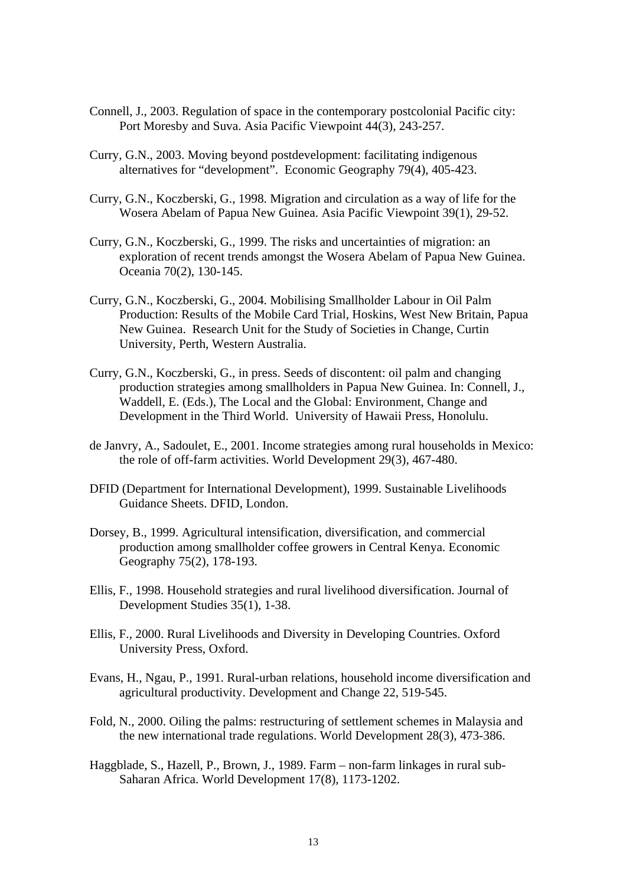Connell, J., 2003. Regulation of space in the contemporary postcolonial Pacific city: Port Moresby and Suva. Asia Pacific Viewpoint 44(3), 243-257.

Curry, G.N., 2003. Moving beyond postdevelopment: facilitating indigenous alternatives for "development". Economic Geography 79(4), 405-423.

Curry, G.N., Koczberski, G., 1998. Migration and circulation as a way of life for the Wosera Abelam of Papua New Guinea. Asia Pacific Viewpoint 39(1), 29-52.

Curry, G.N., Koczberski, G., 1999. The risks and uncertainties of migration: an exploration of recent trends amongst the Wosera Abelam of Papua New Guinea. Oceania 70(2), 130-145.

Curry, G.N., Koczberski, G., 2004. Mobilising Smallholder Labour in Oil Palm Production: Results of the Mobile Card Trial, Hoskins, West New Britain, Papua New Guinea. Research Unit for the Study of Societies in Change, Curtin University, Perth, Western Australia.

Curry, G.N., Koczberski, G., in press. Seeds of discontent: oil palm and changing production strategies among smallholders in Papua New Guinea. In: Connell, J., Waddell, E. (Eds.), The Local and the Global: Environment, Change and Development in the Third World. University of Hawaii Press, Honolulu.

de Janvry, A., Sadoulet, E., 2001. Income strategies among rural households in Mexico: the role of off-farm activities. World Development 29(3), 467-480.

DFID (Department for International Development), 1999. Sustainable Livelihoods Guidance Sheets. DFID, London.

Dorsey, B., 1999. Agricultural intensification, diversification, and commercial production among smallholder coffee growers in Central Kenya. Economic Geography 75(2), 178-193.

Ellis, F., 1998. Household strategies and rural livelihood diversification. Journal of Development Studies 35(1), 1-38.

Ellis, F., 2000. Rural Livelihoods and Diversity in Developing Countries. Oxford University Press, Oxford.

Evans, H., Ngau, P., 1991. Rural-urban relations, household income diversification and agricultural productivity. Development and Change 22, 519-545.

Fold, N., 2000. Oiling the palms: restructuring of settlement schemes in Malaysia and the new international trade regulations. World Development 28(3), 473-386.

Haggblade, S., Hazell, P., Brown, J., 1989. Farm – non-farm linkages in rural sub-Saharan Africa. World Development 17(8), 1173-1202.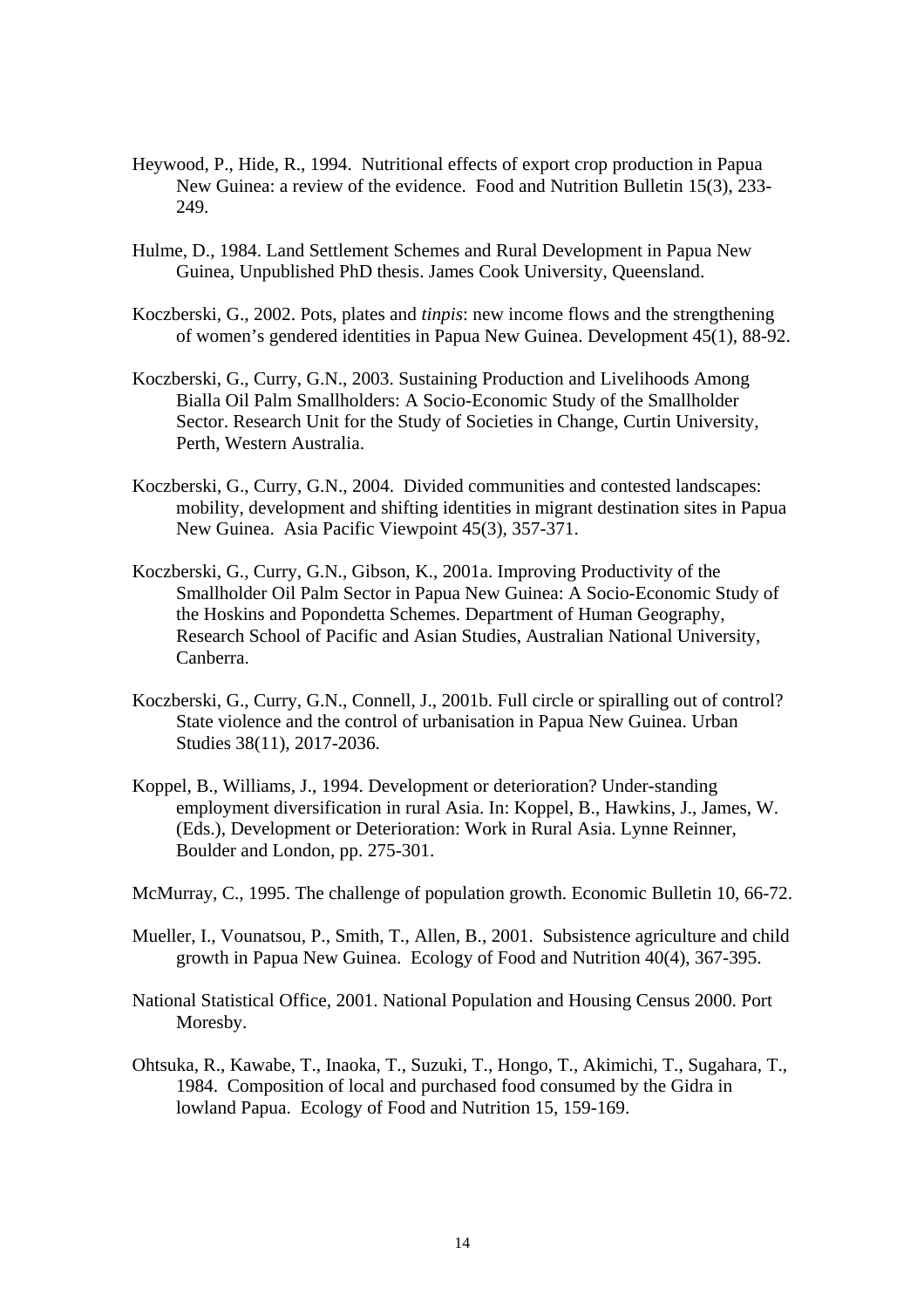Heywood, P., Hide, R., 1994. Nutritional effects of export crop production in Papua New Guinea: a review of the evidence. Food and Nutrition Bulletin 15(3), 233-249.

Hulme, D., 1984. Land Settlement Schemes and Rural Development in Papua New Guinea, Unpublished PhD thesis. James Cook University, Queensland.

Koczberski, G., 2002. Pots, plates and *tinpis*: new income flows and the strengthening of women's gendered identities in Papua New Guinea. Development 45(1), 88-92.

Koczberski, G., Curry, G.N., 2003. Sustaining Production and Livelihoods Among Bialla Oil Palm Smallholders: A Socio-Economic Study of the Smallholder Sector. Research Unit for the Study of Societies in Change, Curtin University, Perth, Western Australia.

Koczberski, G., Curry, G.N., 2004. Divided communities and contested landscapes: mobility, development and shifting identities in migrant destination sites in Papua New Guinea. Asia Pacific Viewpoint 45(3), 357-371.

Koczberski, G., Curry, G.N., Gibson, K., 2001a. Improving Productivity of the Smallholder Oil Palm Sector in Papua New Guinea: A Socio-Economic Study of the Hoskins and Popondetta Schemes. Department of Human Geography, Research School of Pacific and Asian Studies, Australian National University, Canberra.

Koczberski, G., Curry, G.N., Connell, J., 2001b. Full circle or spiralling out of control? State violence and the control of urbanisation in Papua New Guinea. Urban Studies 38(11), 2017-2036.

Koppel, B., Williams, J., 1994. Development or deterioration? Under-standing employment diversification in rural Asia. In: Koppel, B., Hawkins, J., James, W. (Eds.), Development or Deterioration: Work in Rural Asia. Lynne Reinner, Boulder and London, pp. 275-301.

McMurray, C., 1995. The challenge of population growth. Economic Bulletin 10, 66-72.

Mueller, I., Vounatsou, P., Smith, T., Allen, B., 2001. Subsistence agriculture and child growth in Papua New Guinea. Ecology of Food and Nutrition 40(4), 367-395.

National Statistical Office, 2001. National Population and Housing Census 2000. Port Moresby.

Ohtsuka, R., Kawabe, T., Inaoka, T., Suzuki, T., Hongo, T., Akimichi, T., Sugahara, T., 1984. Composition of local and purchased food consumed by the Gidra in lowland Papua. Ecology of Food and Nutrition 15, 159-169.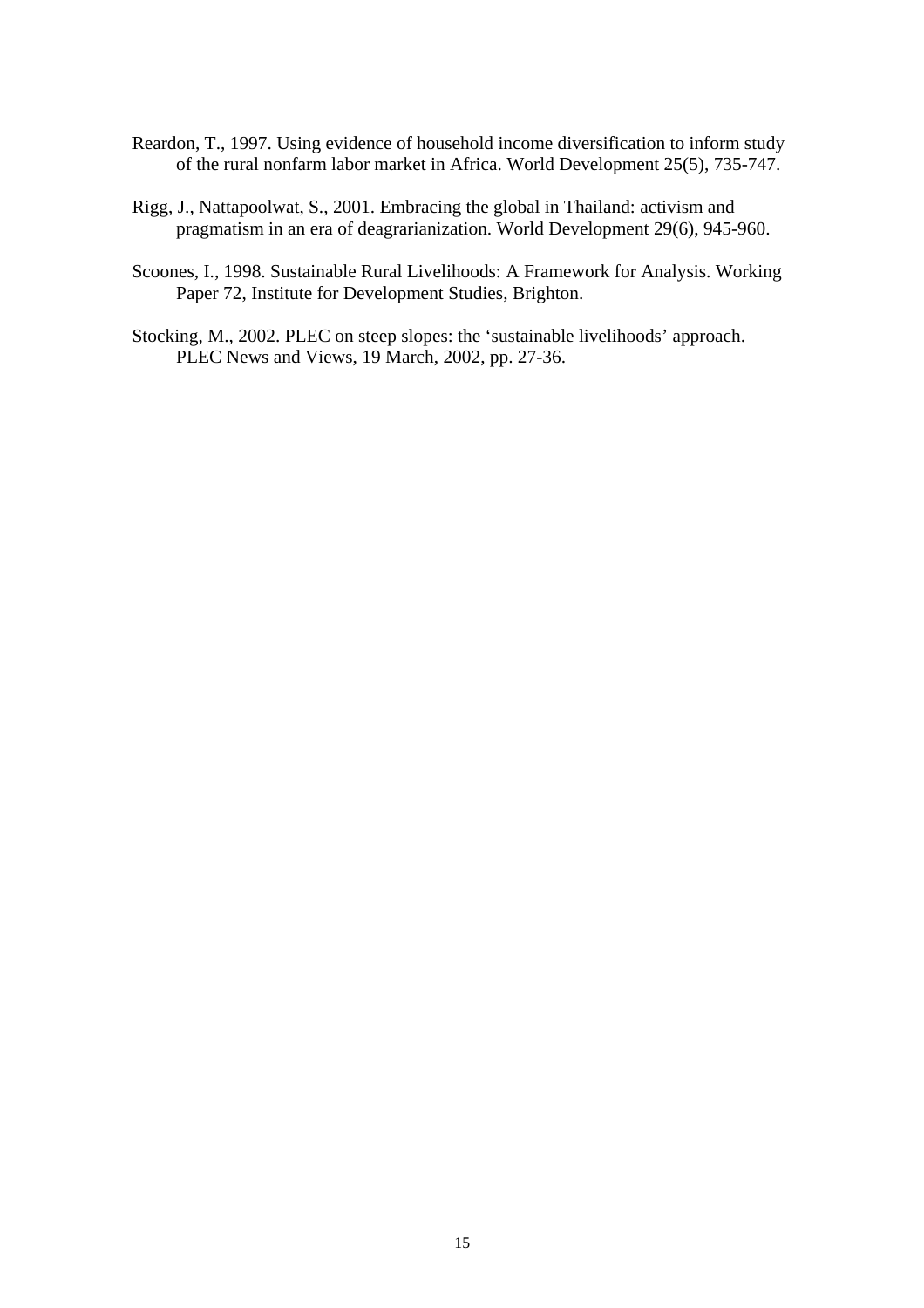Reardon, T., 1997. Using evidence of household income diversification to inform study of the rural nonfarm labor market in Africa. World Development 25(5), 735-747.

Rigg, J., Nattapoolwat, S., 2001. Embracing the global in Thailand: activism and pragmatism in an era of deagrarianization. World Development 29(6), 945-960.

Scoones, I., 1998. Sustainable Rural Livelihoods: A Framework for Analysis. Working Paper 72, Institute for Development Studies, Brighton.

Stocking, M., 2002. PLEC on steep slopes: the 'sustainable livelihoods' approach. PLEC News and Views, 19 March, 2002, pp. 27-36.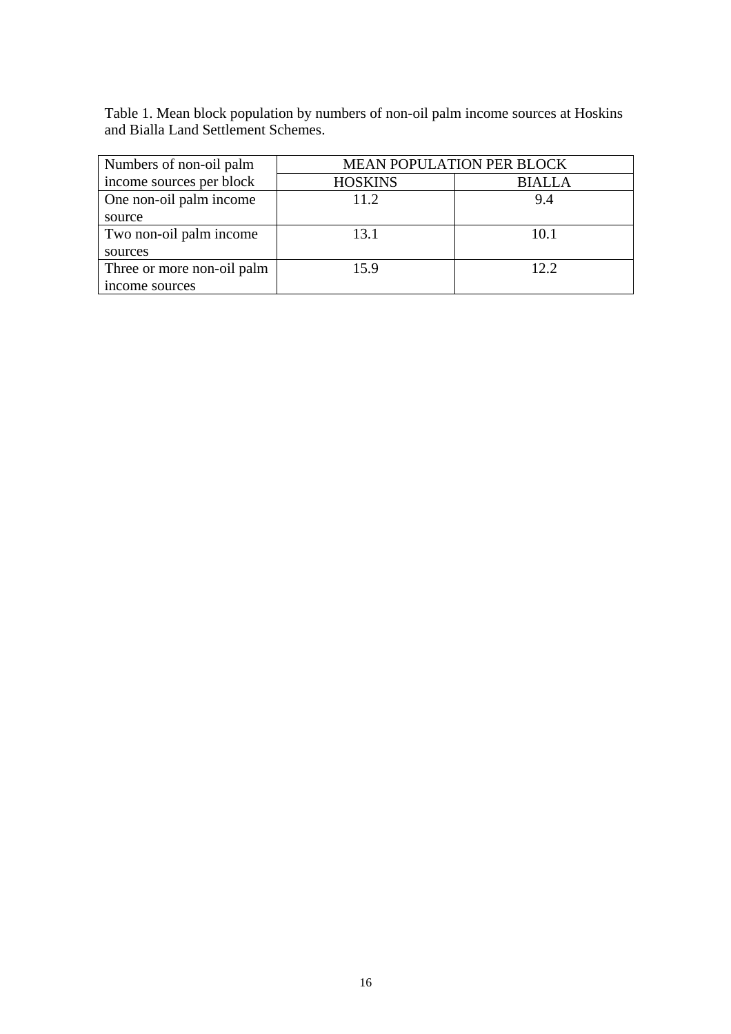Table 1. Mean block population by numbers of non-oil palm income sources at Hoskins and Bialla Land Settlement Schemes.

| Numbers of non-oil palm income sources per block | MEAN POPULATION PER BLOCK | |
|---|---|---|
| | HOSKINS | BIALLA |
| One non-oil palm income source | 11.2 | 9.4 |
| Two non-oil palm income sources | 13.1 | 10.1 |
| Three or more non-oil palm income sources | 15.9 | 12.2 |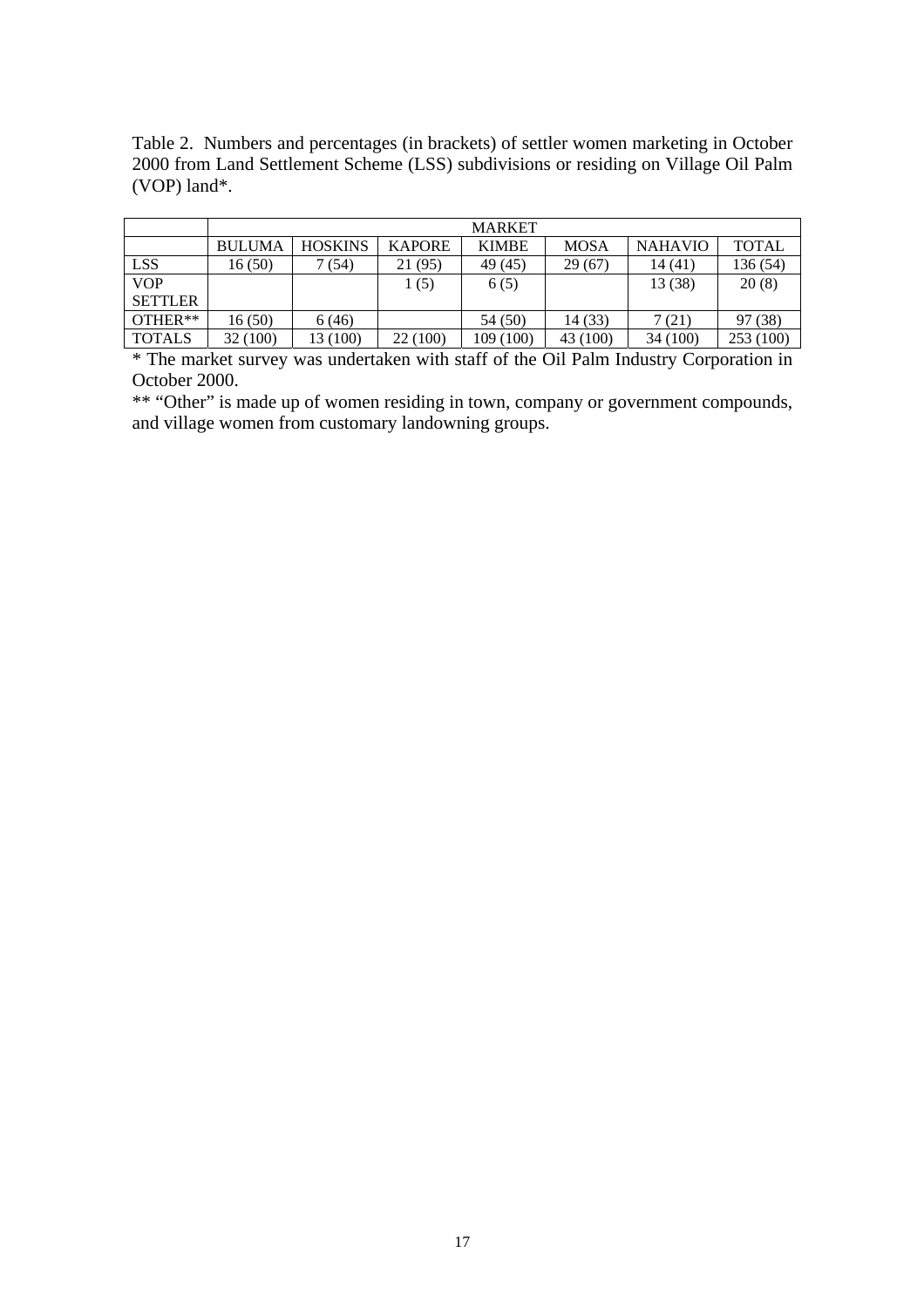Table 2. Numbers and percentages (in brackets) of settler women marketing in October 2000 from Land Settlement Scheme (LSS) subdivisions or residing on Village Oil Palm (VOP) land*.

| | MARKET | | | | | | |
|---|---|---|---|---|---|---|---|
| | BULUMA | HOSKINS | KAPORE | KIMBE | MOSA | NAHAVIO | TOTAL |
| LSS | 16 (50) | 7 (54) | 21 (95) | 49 (45) | 29 (67) | 14 (41) | 136 (54) |
| VOP SETTLER | | | 1 (5) | 6 (5) | | 13 (38) | 20 (8) |
| OTHER** | 16 (50) | 6 (46) | | 54 (50) | 14 (33) | 7 (21) | 97 (38) |
| TOTALS | 32 (100) | 13 (100) | 22 (100) | 109 (100) | 43 (100) | 34 (100) | 253 (100) |

* The market survey was undertaken with staff of the Oil Palm Industry Corporation in October 2000.

** "Other" is made up of women residing in town, company or government compounds, and village women from customary landowning groups.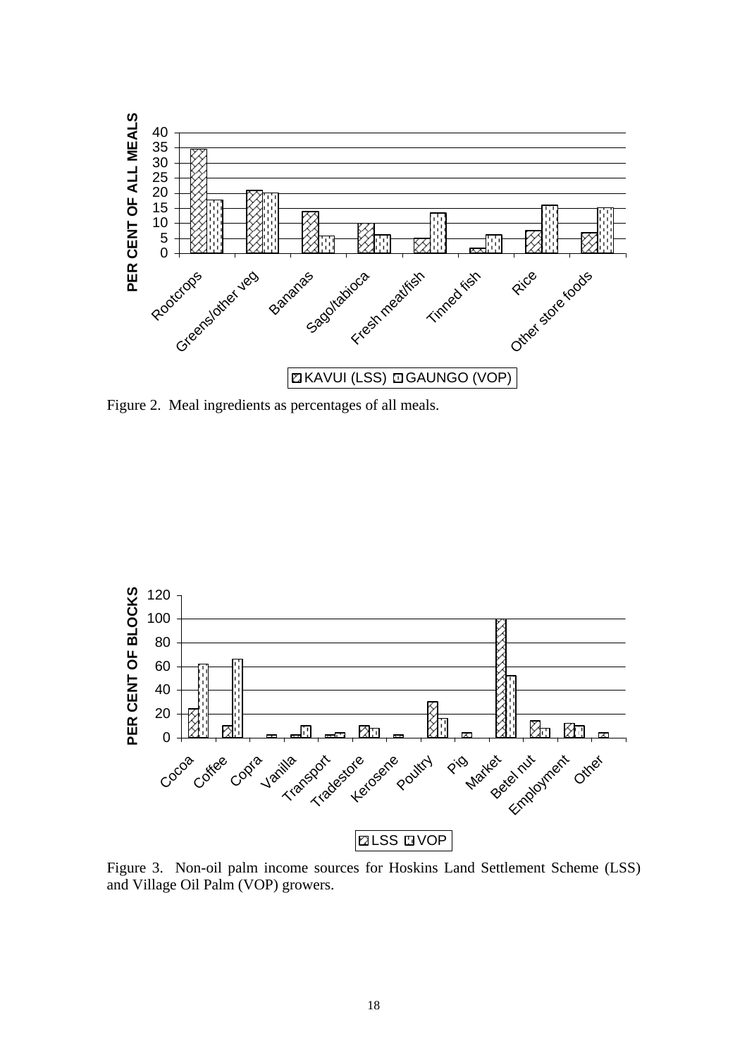Figure 2. Meal ingredients as percentages of all meals.

Figure 3. Non-oil palm income sources for Hoskins Land Settlement Scheme (LSS) and Village Oil Palm (VOP) growers.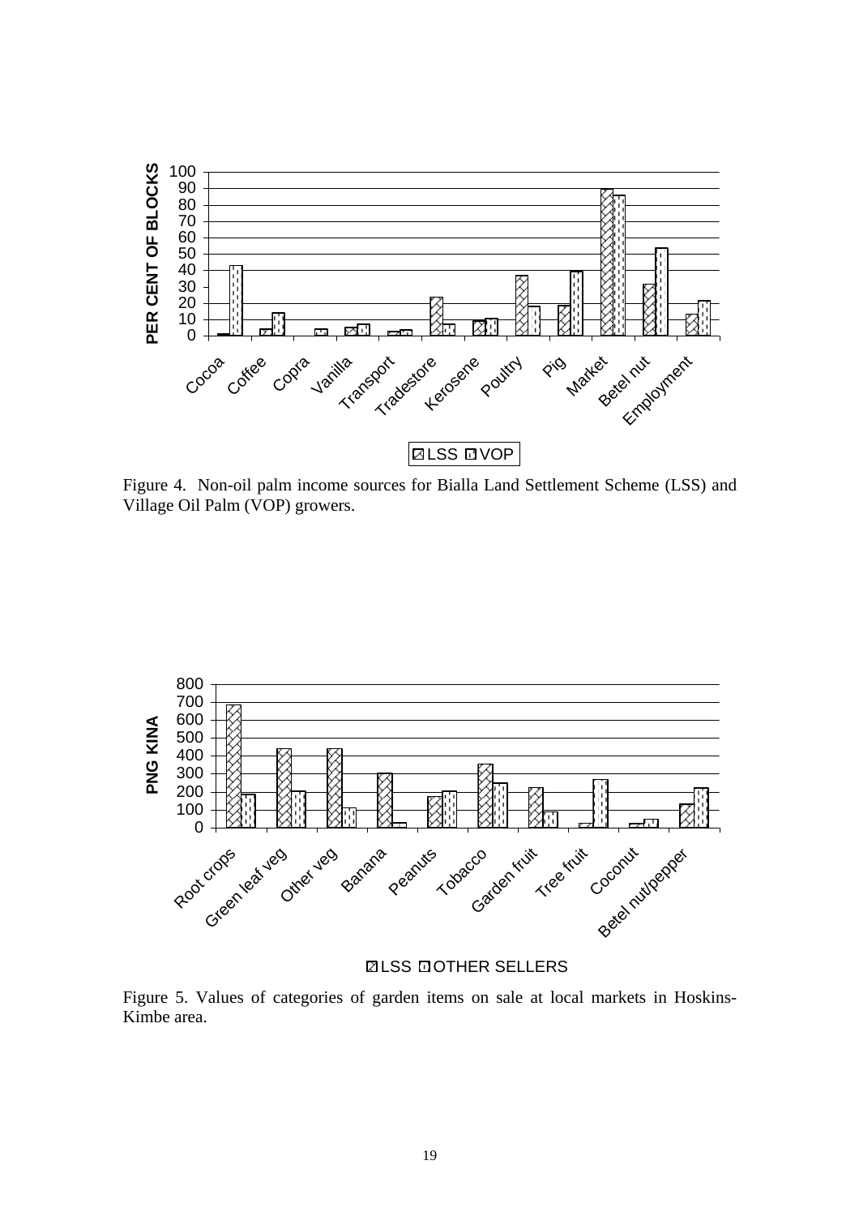PER CENT OF BLOCKS

100
90
80
70
60
50
40
30
20
10
0

Cocoa
Coffee
Copra
Vanilla
Transport
Tradestore
Kerosene
Poultry
Pig
Market
Betel nut
Employment

LSS VOP

Figure 4. Non-oil palm income sources for Bialla Land Settlement Scheme (LSS) and Village Oil Palm (VOP) growers.

PNG KINA

800
700
600
500
400
300
200
100
0

Root crops
Green leaf veg
Other veg
Banana
Peanuts
Tobacco
Garden fruit
Tree fruit
Coconut
Betel nut/pepper

LSS OTHER SELLERS

Figure 5. Values of categories of garden items on sale at local markets in Hoskins-Kimbe area.